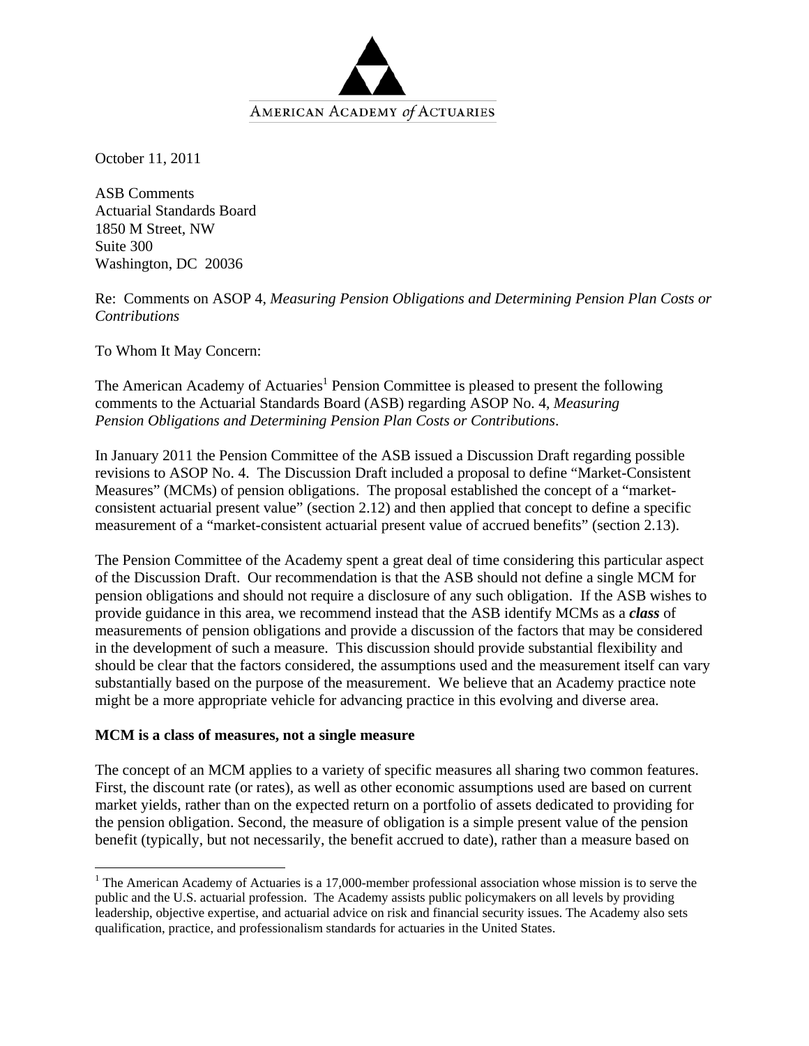AMERICAN ACADEMY *of* ACTUARIES

October 11, 2011

ASB Comments
Actuarial Standards Board
1850 M Street, NW
Suite 300
Washington, DC 20036

Re: Comments on ASOP 4, *Measuring Pension Obligations and Determining Pension Plan Costs or Contributions*

To Whom It May Concern:

The American Academy of Actuaries[1] Pension Committee is pleased to present the following comments to the Actuarial Standards Board (ASB) regarding ASOP No. 4, *Measuring Pension Obligations and Determining Pension Plan Costs or Contributions*.

In January 2011 the Pension Committee of the ASB issued a Discussion Draft regarding possible revisions to ASOP No. 4. The Discussion Draft included a proposal to define "Market-Consistent Measures" (MCMs) of pension obligations. The proposal established the concept of a "market-consistent actuarial present value" (section 2.12) and then applied that concept to define a specific measurement of a "market-consistent actuarial present value of accrued benefits" (section 2.13).

The Pension Committee of the Academy spent a great deal of time considering this particular aspect of the Discussion Draft. Our recommendation is that the ASB should not define a single MCM for pension obligations and should not require a disclosure of any such obligation. If the ASB wishes to provide guidance in this area, we recommend instead that the ASB identify MCMs as a ***class*** of measurements of pension obligations and provide a discussion of the factors that may be considered in the development of such a measure. This discussion should provide substantial flexibility and should be clear that the factors considered, the assumptions used and the measurement itself can vary substantially based on the purpose of the measurement. We believe that an Academy practice note might be a more appropriate vehicle for advancing practice in this evolving and diverse area.

**MCM is a class of measures, not a single measure**

The concept of an MCM applies to a variety of specific measures all sharing two common features. First, the discount rate (or rates), as well as other economic assumptions used are based on current market yields, rather than on the expected return on a portfolio of assets dedicated to providing for the pension obligation. Second, the measure of obligation is a simple present value of the pension benefit (typically, but not necessarily, the benefit accrued to date), rather than a measure based on

[1] The American Academy of Actuaries is a 17,000-member professional association whose mission is to serve the public and the U.S. actuarial profession. The Academy assists public policymakers on all levels by providing leadership, objective expertise, and actuarial advice on risk and financial security issues. The Academy also sets qualification, practice, and professionalism standards for actuaries in the United States.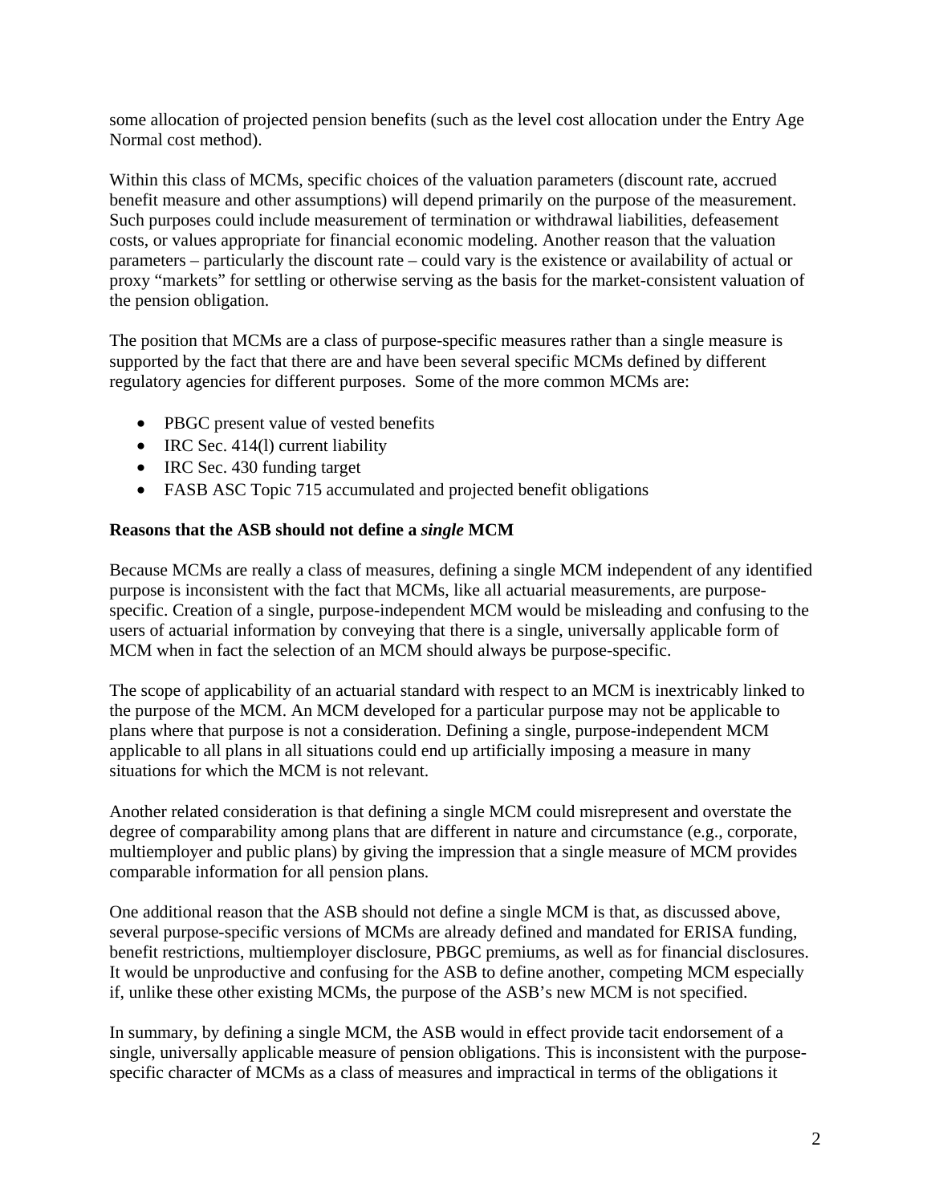some allocation of projected pension benefits (such as the level cost allocation under the Entry Age Normal cost method).

Within this class of MCMs, specific choices of the valuation parameters (discount rate, accrued benefit measure and other assumptions) will depend primarily on the purpose of the measurement. Such purposes could include measurement of termination or withdrawal liabilities, defeasement costs, or values appropriate for financial economic modeling. Another reason that the valuation parameters – particularly the discount rate – could vary is the existence or availability of actual or proxy "markets" for settling or otherwise serving as the basis for the market-consistent valuation of the pension obligation.

The position that MCMs are a class of purpose-specific measures rather than a single measure is supported by the fact that there are and have been several specific MCMs defined by different regulatory agencies for different purposes. Some of the more common MCMs are:

- PBGC present value of vested benefits
- IRC Sec. 414(l) current liability
- IRC Sec. 430 funding target
- FASB ASC Topic 715 accumulated and projected benefit obligations

**Reasons that the ASB should not define a *single* MCM**

Because MCMs are really a class of measures, defining a single MCM independent of any identified purpose is inconsistent with the fact that MCMs, like all actuarial measurements, are purpose-specific. Creation of a single, purpose-independent MCM would be misleading and confusing to the users of actuarial information by conveying that there is a single, universally applicable form of MCM when in fact the selection of an MCM should always be purpose-specific.

The scope of applicability of an actuarial standard with respect to an MCM is inextricably linked to the purpose of the MCM. An MCM developed for a particular purpose may not be applicable to plans where that purpose is not a consideration. Defining a single, purpose-independent MCM applicable to all plans in all situations could end up artificially imposing a measure in many situations for which the MCM is not relevant.

Another related consideration is that defining a single MCM could misrepresent and overstate the degree of comparability among plans that are different in nature and circumstance (e.g., corporate, multiemployer and public plans) by giving the impression that a single measure of MCM provides comparable information for all pension plans.

One additional reason that the ASB should not define a single MCM is that, as discussed above, several purpose-specific versions of MCMs are already defined and mandated for ERISA funding, benefit restrictions, multiemployer disclosure, PBGC premiums, as well as for financial disclosures. It would be unproductive and confusing for the ASB to define another, competing MCM especially if, unlike these other existing MCMs, the purpose of the ASB's new MCM is not specified.

In summary, by defining a single MCM, the ASB would in effect provide tacit endorsement of a single, universally applicable measure of pension obligations. This is inconsistent with the purpose-specific character of MCMs as a class of measures and impractical in terms of the obligations it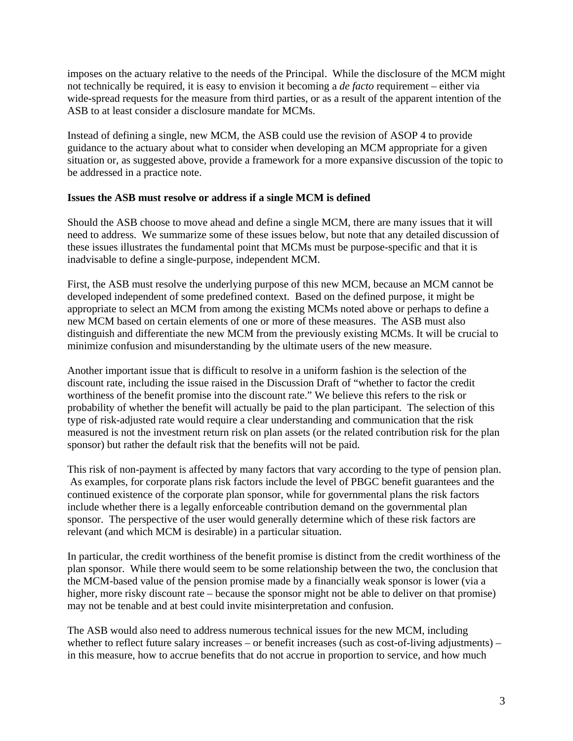imposes on the actuary relative to the needs of the Principal. While the disclosure of the MCM might not technically be required, it is easy to envision it becoming a *de facto* requirement – either via wide-spread requests for the measure from third parties, or as a result of the apparent intention of the ASB to at least consider a disclosure mandate for MCMs.

Instead of defining a single, new MCM, the ASB could use the revision of ASOP 4 to provide guidance to the actuary about what to consider when developing an MCM appropriate for a given situation or, as suggested above, provide a framework for a more expansive discussion of the topic to be addressed in a practice note.

**Issues the ASB must resolve or address if a single MCM is defined**

Should the ASB choose to move ahead and define a single MCM, there are many issues that it will need to address. We summarize some of these issues below, but note that any detailed discussion of these issues illustrates the fundamental point that MCMs must be purpose-specific and that it is inadvisable to define a single-purpose, independent MCM.

First, the ASB must resolve the underlying purpose of this new MCM, because an MCM cannot be developed independent of some predefined context. Based on the defined purpose, it might be appropriate to select an MCM from among the existing MCMs noted above or perhaps to define a new MCM based on certain elements of one or more of these measures. The ASB must also distinguish and differentiate the new MCM from the previously existing MCMs. It will be crucial to minimize confusion and misunderstanding by the ultimate users of the new measure.

Another important issue that is difficult to resolve in a uniform fashion is the selection of the discount rate, including the issue raised in the Discussion Draft of "whether to factor the credit worthiness of the benefit promise into the discount rate." We believe this refers to the risk or probability of whether the benefit will actually be paid to the plan participant. The selection of this type of risk-adjusted rate would require a clear understanding and communication that the risk measured is not the investment return risk on plan assets (or the related contribution risk for the plan sponsor) but rather the default risk that the benefits will not be paid.

This risk of non-payment is affected by many factors that vary according to the type of pension plan. As examples, for corporate plans risk factors include the level of PBGC benefit guarantees and the continued existence of the corporate plan sponsor, while for governmental plans the risk factors include whether there is a legally enforceable contribution demand on the governmental plan sponsor. The perspective of the user would generally determine which of these risk factors are relevant (and which MCM is desirable) in a particular situation.

In particular, the credit worthiness of the benefit promise is distinct from the credit worthiness of the plan sponsor. While there would seem to be some relationship between the two, the conclusion that the MCM-based value of the pension promise made by a financially weak sponsor is lower (via a higher, more risky discount rate – because the sponsor might not be able to deliver on that promise) may not be tenable and at best could invite misinterpretation and confusion.

The ASB would also need to address numerous technical issues for the new MCM, including whether to reflect future salary increases – or benefit increases (such as cost-of-living adjustments) – in this measure, how to accrue benefits that do not accrue in proportion to service, and how much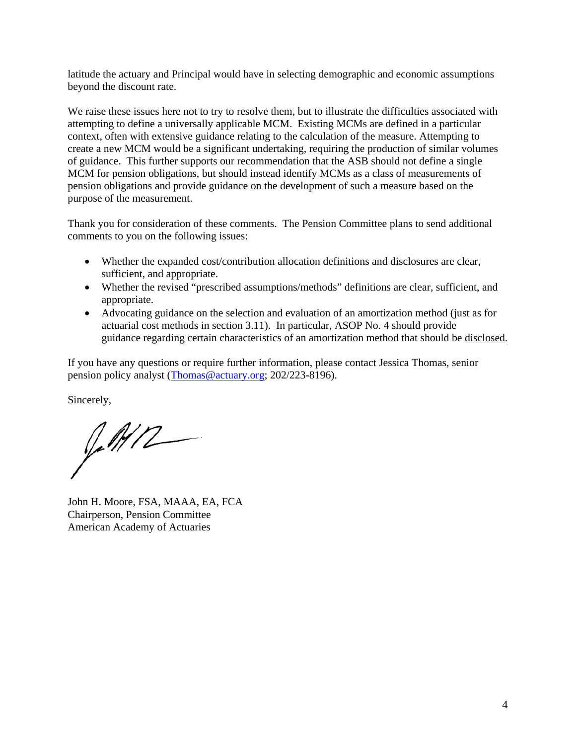latitude the actuary and Principal would have in selecting demographic and economic assumptions beyond the discount rate.

We raise these issues here not to try to resolve them, but to illustrate the difficulties associated with attempting to define a universally applicable MCM. Existing MCMs are defined in a particular context, often with extensive guidance relating to the calculation of the measure. Attempting to create a new MCM would be a significant undertaking, requiring the production of similar volumes of guidance. This further supports our recommendation that the ASB should not define a single MCM for pension obligations, but should instead identify MCMs as a class of measurements of pension obligations and provide guidance on the development of such a measure based on the purpose of the measurement.

Thank you for consideration of these comments. The Pension Committee plans to send additional comments to you on the following issues:

- Whether the expanded cost/contribution allocation definitions and disclosures are clear, sufficient, and appropriate.
- Whether the revised "prescribed assumptions/methods" definitions are clear, sufficient, and appropriate.
- Advocating guidance on the selection and evaluation of an amortization method (just as for actuarial cost methods in section 3.11). In particular, ASOP No. 4 should provide guidance regarding certain characteristics of an amortization method that should be <u>disclosed</u>.

If you have any questions or require further information, please contact Jessica Thomas, senior pension policy analyst ([Thomas@actuary.org](mailto:Thomas@actuary.org); 202/223-8196).

Sincerely,

John H. Moore, FSA, MAAA, EA, FCA
Chairperson, Pension Committee
American Academy of Actuaries